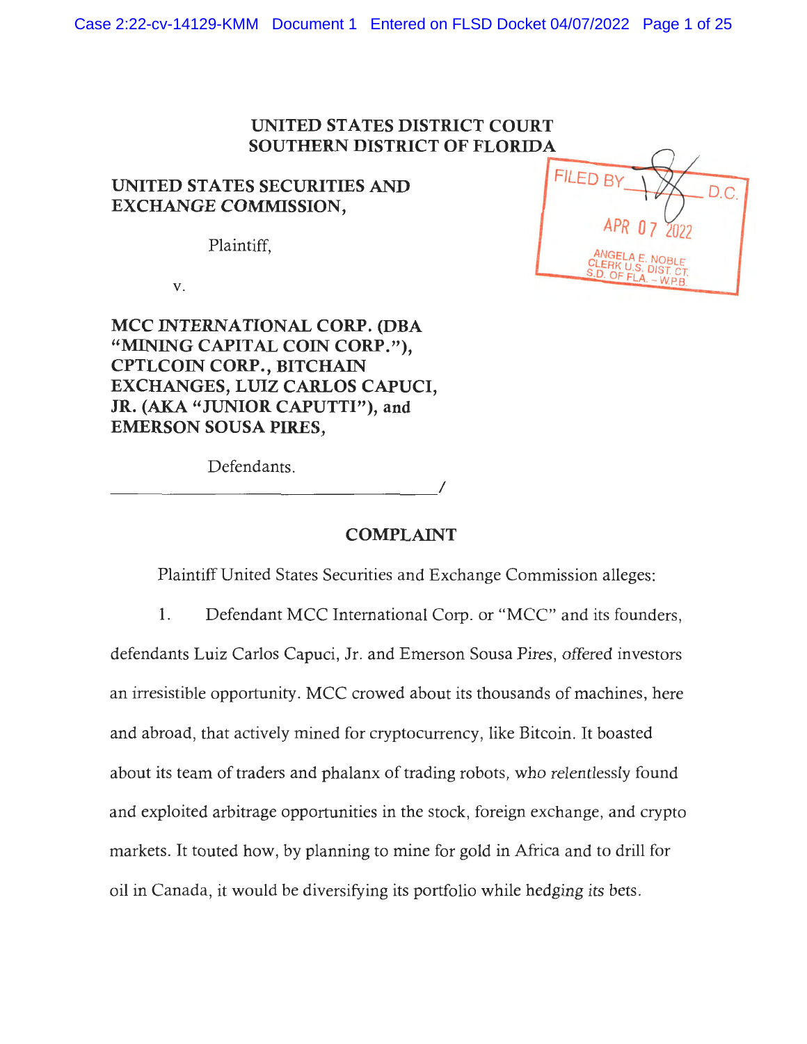# UNITED STATES DISTRICT COURT
# SOUTHERN DISTRICT OF FLORIDA

FILED BY ___ D.C.

APR 07 2022

ANGELA E. NOBLE
CLERK U.S. DIST. CT.
S.D. OF FLA. – W.P.B.

**UNITED STATES SECURITIES AND EXCHANGE COMMISSION,**

Plaintiff,

v.

**MCC INTERNATIONAL CORP. (DBA "MINING CAPITAL COIN CORP."), CPTLCOIN CORP., BITCHAIN EXCHANGES, LUIZ CARLOS CAPUCI, JR. (AKA "JUNIOR CAPUTTI"), and EMERSON SOUSA PIRES,**

Defendants.

______________________________________/

## COMPLAINT

Plaintiff United States Securities and Exchange Commission alleges:

1. Defendant MCC International Corp. or "MCC" and its founders, defendants Luiz Carlos Capuci, Jr. and Emerson Sousa Pires, offered investors an irresistible opportunity. MCC crowed about its thousands of machines, here and abroad, that actively mined for cryptocurrency, like Bitcoin. It boasted about its team of traders and phalanx of trading robots, who relentlessly found and exploited arbitrage opportunities in the stock, foreign exchange, and crypto markets. It touted how, by planning to mine for gold in Africa and to drill for oil in Canada, it would be diversifying its portfolio while hedging its bets.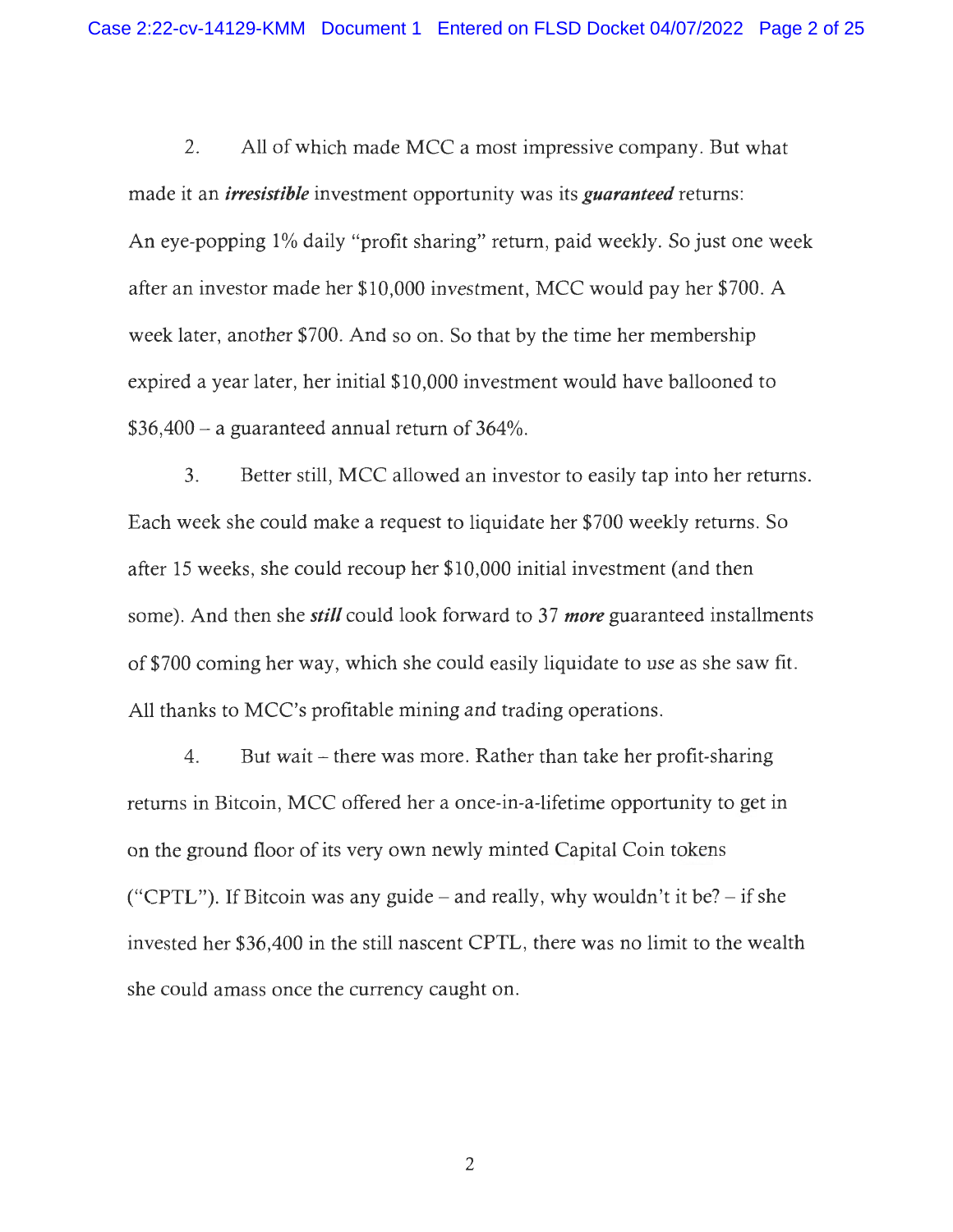2. All of which made MCC a most impressive company. But what made it an ***irresistible*** investment opportunity was its ***guaranteed*** returns: An eye-popping 1% daily "profit sharing" return, paid weekly. So just one week after an investor made her $10,000 investment, MCC would pay her $700. A week later, another $700. And so on. So that by the time her membership expired a year later, her initial $10,000 investment would have ballooned to $36,400 – a guaranteed annual return of 364%.

3. Better still, MCC allowed an investor to easily tap into her returns. Each week she could make a request to liquidate her $700 weekly returns. So after 15 weeks, she could recoup her $10,000 initial investment (and then some). And then she ***still*** could look forward to 37 ***more*** guaranteed installments of $700 coming her way, which she could easily liquidate to use as she saw fit. All thanks to MCC's profitable mining and trading operations.

4. But wait – there was more. Rather than take her profit-sharing returns in Bitcoin, MCC offered her a once-in-a-lifetime opportunity to get in on the ground floor of its very own newly minted Capital Coin tokens ("CPTL"). If Bitcoin was any guide – and really, why wouldn't it be? – if she invested her $36,400 in the still nascent CPTL, there was no limit to the wealth she could amass once the currency caught on.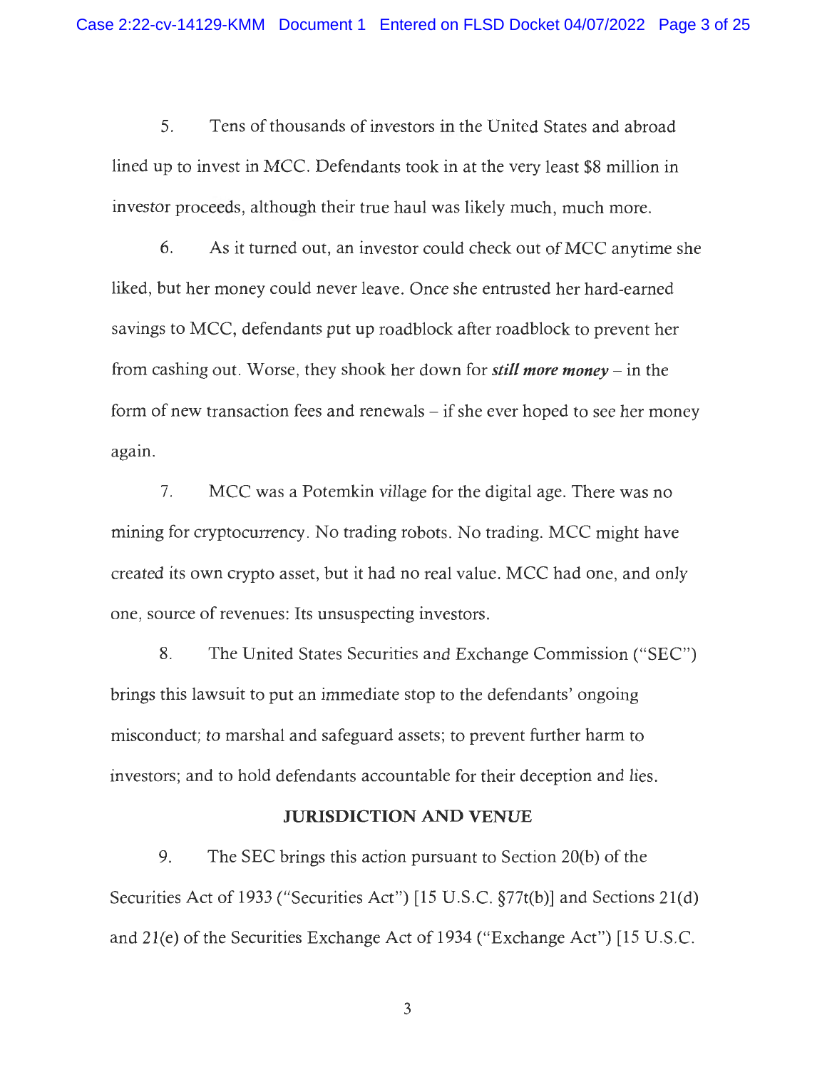5. Tens of thousands of investors in the United States and abroad lined up to invest in MCC. Defendants took in at the very least $8 million in investor proceeds, although their true haul was likely much, much more.

6. As it turned out, an investor could check out of MCC anytime she liked, but her money could never leave. Once she entrusted her hard-earned savings to MCC, defendants put up roadblock after roadblock to prevent her from cashing out. Worse, they shook her down for ***still more money*** – in the form of new transaction fees and renewals – if she ever hoped to see her money again.

7. MCC was a Potemkin village for the digital age. There was no mining for cryptocurrency. No trading robots. No trading. MCC might have created its own crypto asset, but it had no real value. MCC had one, and only one, source of revenues: Its unsuspecting investors.

8. The United States Securities and Exchange Commission ("SEC") brings this lawsuit to put an immediate stop to the defendants' ongoing misconduct; to marshal and safeguard assets; to prevent further harm to investors; and to hold defendants accountable for their deception and lies.

## JURISDICTION AND VENUE

9. The SEC brings this action pursuant to Section 20(b) of the Securities Act of 1933 ("Securities Act") [15 U.S.C. §77t(b)] and Sections 21(d) and 21(e) of the Securities Exchange Act of 1934 ("Exchange Act") [15 U.S.C.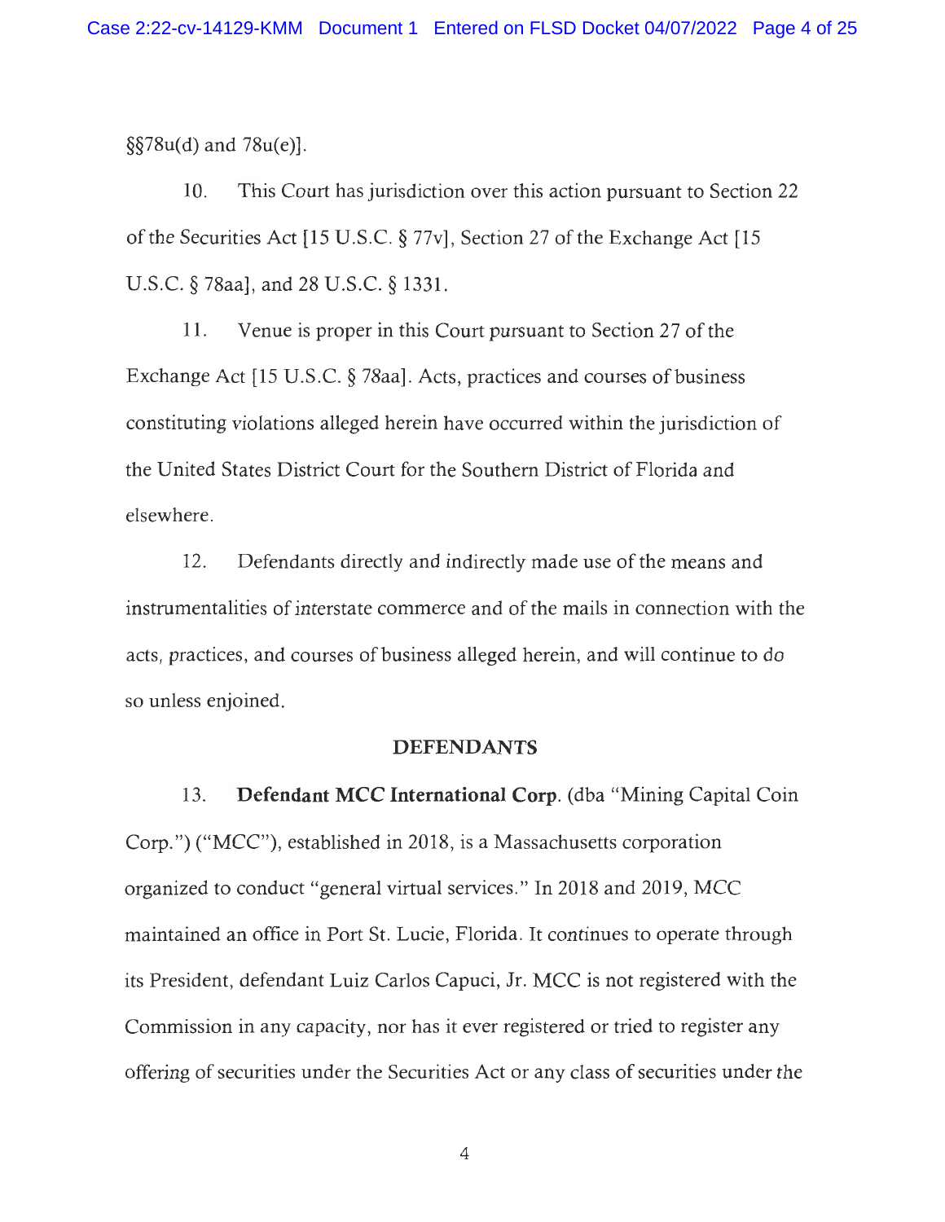§§78u(d) and 78u(e)].

10. This Court has jurisdiction over this action pursuant to Section 22 of the Securities Act [15 U.S.C. § 77v], Section 27 of the Exchange Act [15 U.S.C. § 78aa], and 28 U.S.C. § 1331.

11. Venue is proper in this Court pursuant to Section 27 of the Exchange Act [15 U.S.C. § 78aa]. Acts, practices and courses of business constituting violations alleged herein have occurred within the jurisdiction of the United States District Court for the Southern District of Florida and elsewhere.

12. Defendants directly and indirectly made use of the means and instrumentalities of interstate commerce and of the mails in connection with the acts, practices, and courses of business alleged herein, and will continue to do so unless enjoined.

## DEFENDANTS

13. **Defendant MCC International Corp.** (dba "Mining Capital Coin Corp.") ("MCC"), established in 2018, is a Massachusetts corporation organized to conduct "general virtual services." In 2018 and 2019, MCC maintained an office in Port St. Lucie, Florida. It continues to operate through its President, defendant Luiz Carlos Capuci, Jr. MCC is not registered with the Commission in any capacity, nor has it ever registered or tried to register any offering of securities under the Securities Act or any class of securities under the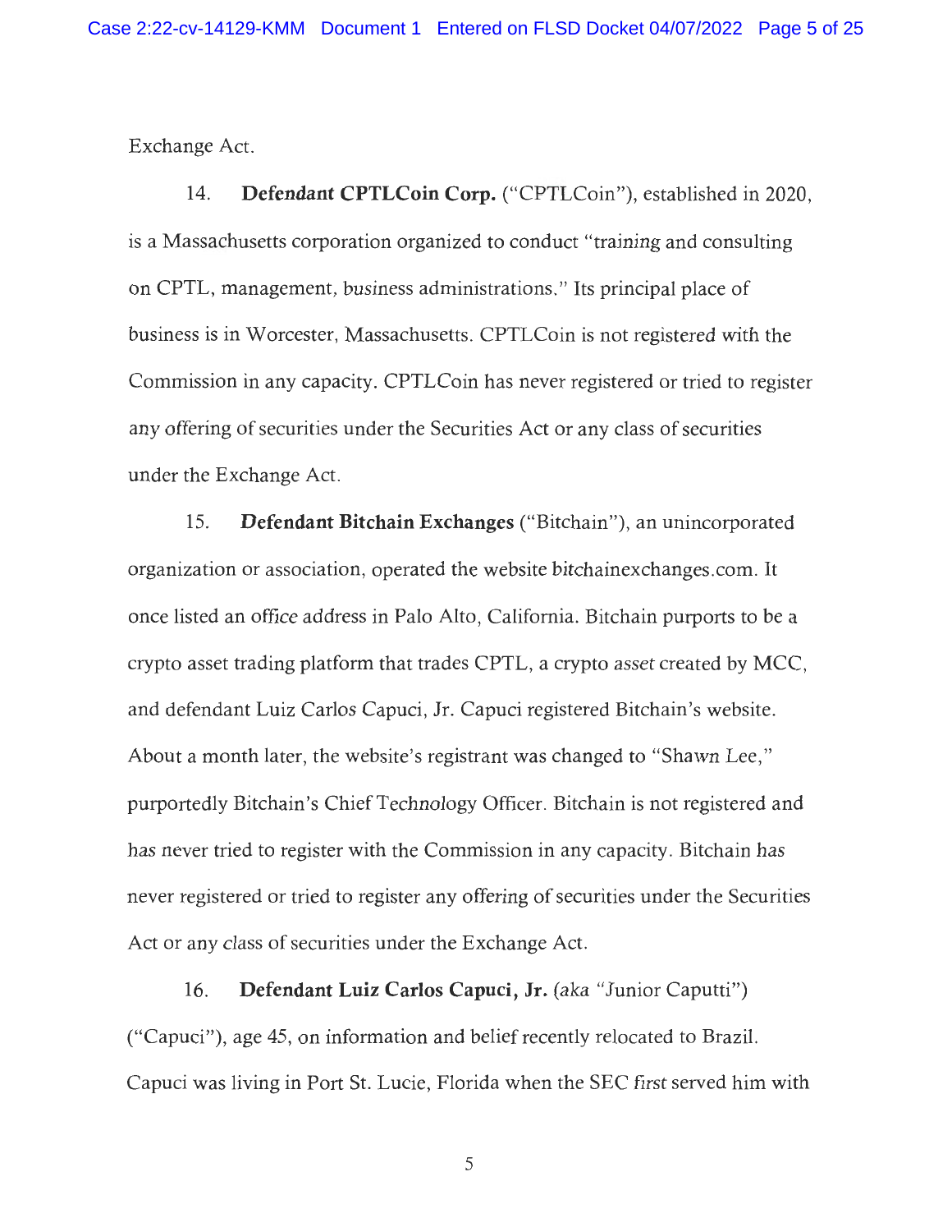Exchange Act.

14. **Defendant CPTLCoin Corp.** ("CPTLCoin"), established in 2020, is a Massachusetts corporation organized to conduct "training and consulting on CPTL, management, business administrations." Its principal place of business is in Worcester, Massachusetts. CPTLCoin is not registered with the Commission in any capacity. CPTLCoin has never registered or tried to register any offering of securities under the Securities Act or any class of securities under the Exchange Act.

15. **Defendant Bitchain Exchanges** ("Bitchain"), an unincorporated organization or association, operated the website bitchainexchanges.com. It once listed an office address in Palo Alto, California. Bitchain purports to be a crypto asset trading platform that trades CPTL, a crypto asset created by MCC, and defendant Luiz Carlos Capuci, Jr. Capuci registered Bitchain's website. About a month later, the website's registrant was changed to "Shawn Lee," purportedly Bitchain's Chief Technology Officer. Bitchain is not registered and has never tried to register with the Commission in any capacity. Bitchain has never registered or tried to register any offering of securities under the Securities Act or any class of securities under the Exchange Act.

16. **Defendant Luiz Carlos Capuci, Jr.** (aka "Junior Caputti") ("Capuci"), age 45, on information and belief recently relocated to Brazil. Capuci was living in Port St. Lucie, Florida when the SEC first served him with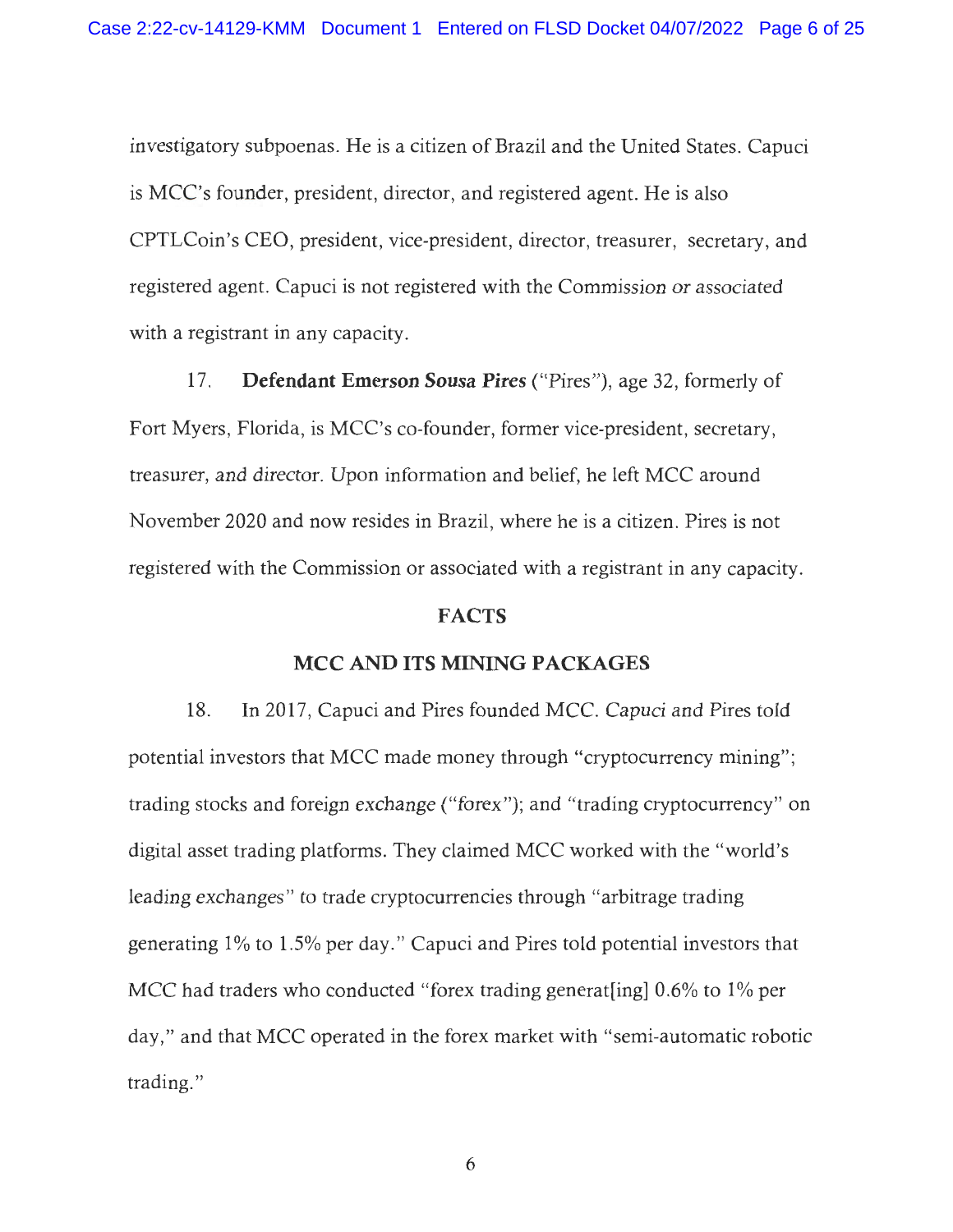investigatory subpoenas. He is a citizen of Brazil and the United States. Capuci is MCC's founder, president, director, and registered agent. He is also CPTLCoin's CEO, president, vice-president, director, treasurer, secretary, and registered agent. Capuci is not registered with the Commission or associated with a registrant in any capacity.

17. **Defendant Emerson Sousa Pires** ("Pires"), age 32, formerly of Fort Myers, Florida, is MCC's co-founder, former vice-president, secretary, treasurer, and director. Upon information and belief, he left MCC around November 2020 and now resides in Brazil, where he is a citizen. Pires is not registered with the Commission or associated with a registrant in any capacity.

## FACTS

### MCC AND ITS MINING PACKAGES

18. In 2017, Capuci and Pires founded MCC. Capuci and Pires told potential investors that MCC made money through "cryptocurrency mining"; trading stocks and foreign exchange ("forex"); and "trading cryptocurrency" on digital asset trading platforms. They claimed MCC worked with the "world's leading exchanges" to trade cryptocurrencies through "arbitrage trading generating 1% to 1.5% per day." Capuci and Pires told potential investors that MCC had traders who conducted "forex trading generat[ing] 0.6% to 1% per day," and that MCC operated in the forex market with "semi-automatic robotic trading."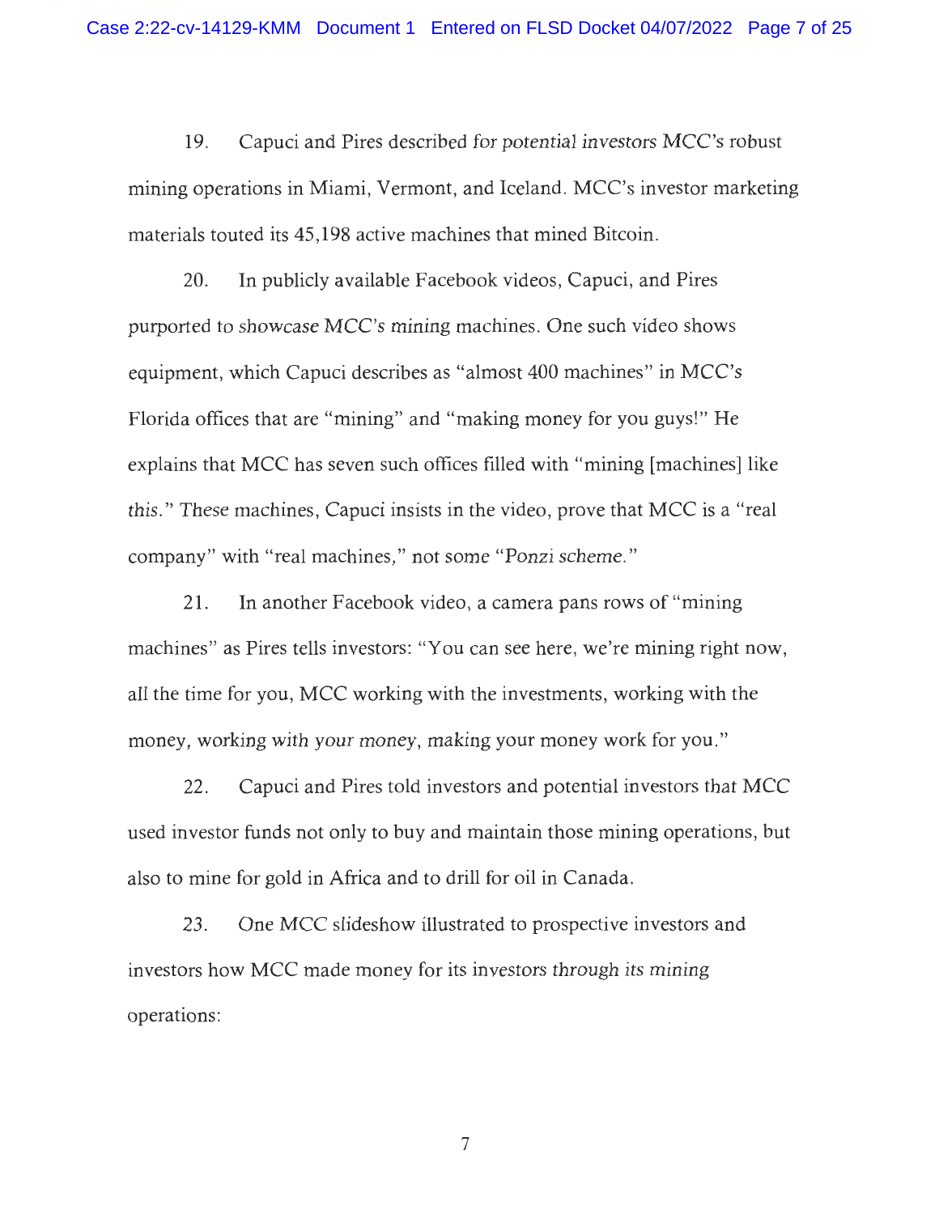19. Capuci and Pires described for potential investors MCC's robust mining operations in Miami, Vermont, and Iceland. MCC's investor marketing materials touted its 45,198 active machines that mined Bitcoin.

20. In publicly available Facebook videos, Capuci, and Pires purported to showcase MCC's mining machines. One such video shows equipment, which Capuci describes as "almost 400 machines" in MCC's Florida offices that are "mining" and "making money for you guys!" He explains that MCC has seven such offices filled with "mining [machines] like this." These machines, Capuci insists in the video, prove that MCC is a "real company" with "real machines," not some "Ponzi scheme."

21. In another Facebook video, a camera pans rows of "mining machines" as Pires tells investors: "You can see here, we're mining right now, all the time for you, MCC working with the investments, working with the money, working with your money, making your money work for you."

22. Capuci and Pires told investors and potential investors that MCC used investor funds not only to buy and maintain those mining operations, but also to mine for gold in Africa and to drill for oil in Canada.

23. One MCC slideshow illustrated to prospective investors and investors how MCC made money for its investors through its mining operations: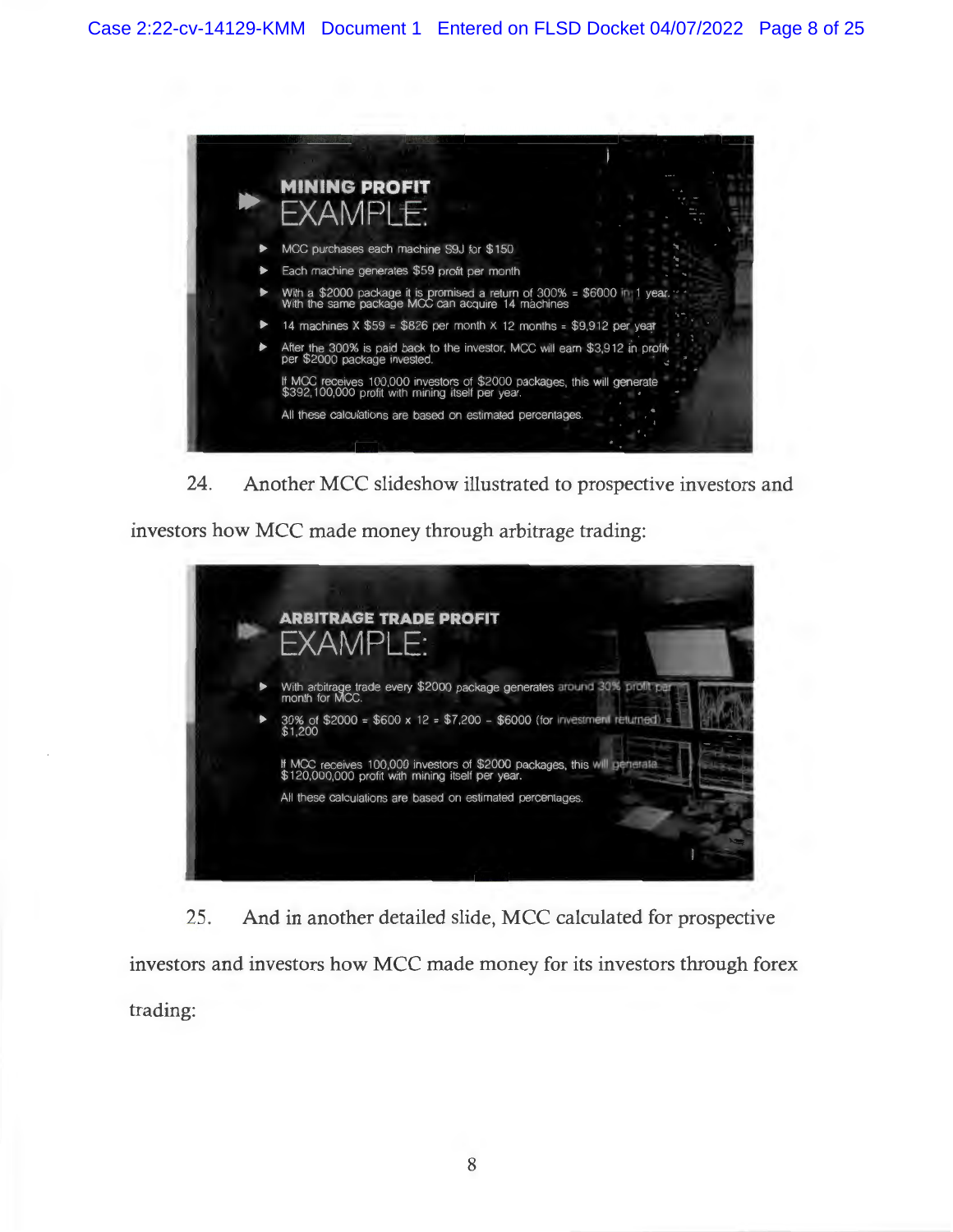**MINING PROFIT**
EXAMPLE:

- MCC purchases each machine S9J for $150
- Each machine generates $59 profit per month
- With a $2000 package it is promised a return of 300% = $6000 in 1 year. With the same package MCC can acquire 14 machines
- 14 machines X $59 = $826 per month X 12 months = $9,912 per year
- After the 300% is paid back to the investor, MCC will earn $3,912 in profit per $2000 package invested.

If MCC receives 100,000 investors of $2000 packages, this will generate $392,100,000 profit with mining itself per year.

All these calculations are based on estimated percentages.

24. Another MCC slideshow illustrated to prospective investors and investors how MCC made money through arbitrage trading:

**ARBITRAGE TRADE PROFIT**
EXAMPLE:

- With arbitrage trade every $2000 package generates around 30% profit per month for MCC.
- 30% of $2000 = $600 x 12 = $7,200 - $6000 (for investment returned) = $1,200

If MCC receives 100,000 investors of $2000 packages, this will generate $120,000,000 profit with mining itself per year.

All these calculations are based on estimated percentages.

25. And in another detailed slide, MCC calculated for prospective investors and investors how MCC made money for its investors through forex trading: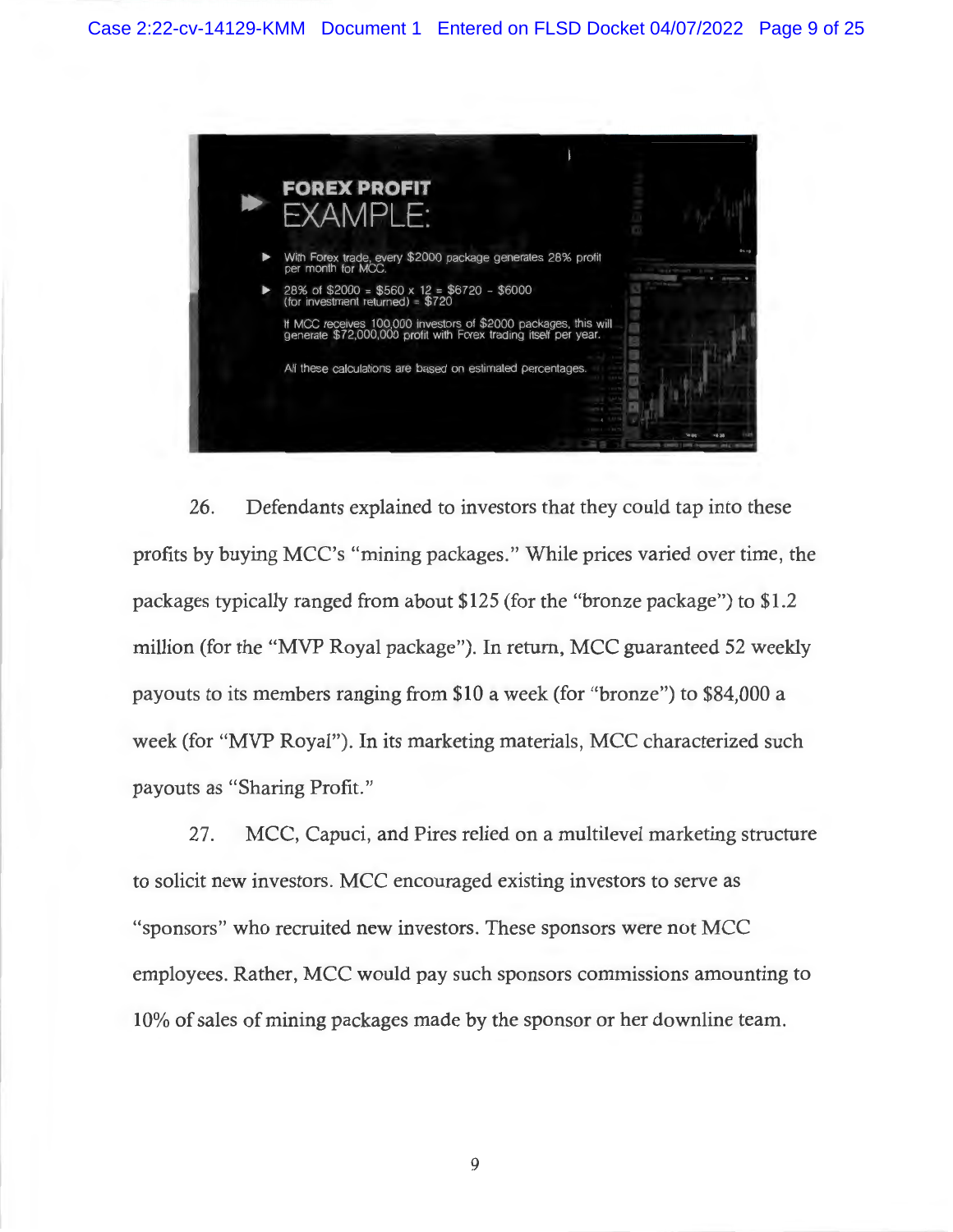**FOREX PROFIT** EXAMPLE:

- With Forex trade, every $2000 package generates 28% profit per month for MCC.
- 28% of $2000 = $560 x 12 = $6720 - $6000 (for investment returned) = $720

If MCC receives 100,000 investors of $2000 packages, this will generate $72,000,000 profit with Forex trading itself per year.

All these calculations are based on estimated percentages.

26. Defendants explained to investors that they could tap into these profits by buying MCC's "mining packages." While prices varied over time, the packages typically ranged from about $125 (for the "bronze package") to $1.2 million (for the "MVP Royal package"). In return, MCC guaranteed 52 weekly payouts to its members ranging from $10 a week (for "bronze") to $84,000 a week (for "MVP Royal"). In its marketing materials, MCC characterized such payouts as "Sharing Profit."

27. MCC, Capuci, and Pires relied on a multilevel marketing structure to solicit new investors. MCC encouraged existing investors to serve as "sponsors" who recruited new investors. These sponsors were not MCC employees. Rather, MCC would pay such sponsors commissions amounting to 10% of sales of mining packages made by the sponsor or her downline team.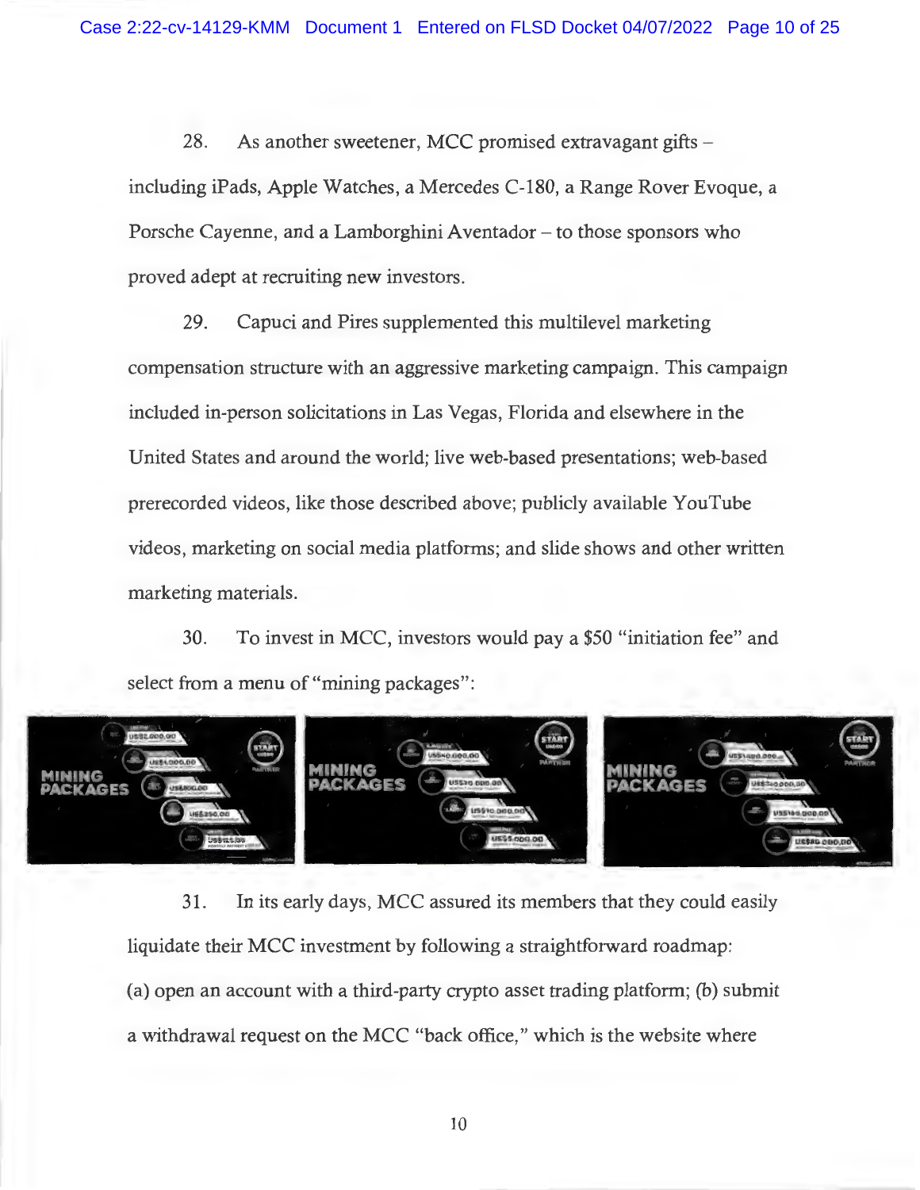28. As another sweetener, MCC promised extravagant gifts – including iPads, Apple Watches, a Mercedes C-180, a Range Rover Evoque, a Porsche Cayenne, and a Lamborghini Aventador – to those sponsors who proved adept at recruiting new investors.

29. Capuci and Pires supplemented this multilevel marketing compensation structure with an aggressive marketing campaign. This campaign included in-person solicitations in Las Vegas, Florida and elsewhere in the United States and around the world; live web-based presentations; web-based prerecorded videos, like those described above; publicly available YouTube videos, marketing on social media platforms; and slide shows and other written marketing materials.

30. To invest in MCC, investors would pay a $50 "initiation fee" and select from a menu of "mining packages":

31. In its early days, MCC assured its members that they could easily liquidate their MCC investment by following a straightforward roadmap: (a) open an account with a third-party crypto asset trading platform; (b) submit a withdrawal request on the MCC "back office," which is the website where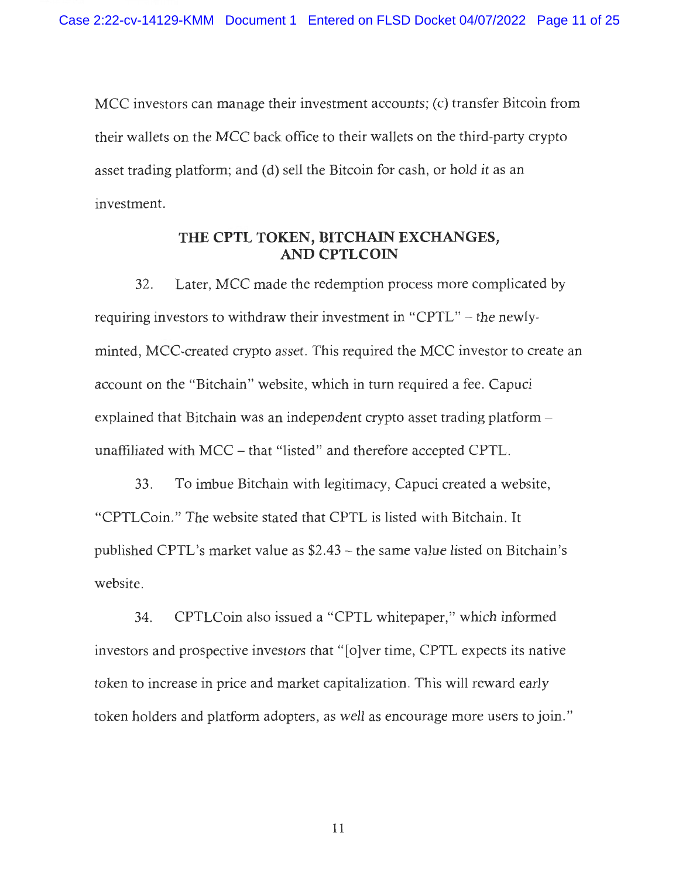MCC investors can manage their investment accounts; (c) transfer Bitcoin from their wallets on the MCC back office to their wallets on the third-party crypto asset trading platform; and (d) sell the Bitcoin for cash, or hold it as an investment.

## THE CPTL TOKEN, BITCHAIN EXCHANGES, AND CPTLCOIN

32. Later, MCC made the redemption process more complicated by requiring investors to withdraw their investment in "CPTL" – the newly-minted, MCC-created crypto asset. This required the MCC investor to create an account on the "Bitchain" website, which in turn required a fee. Capuci explained that Bitchain was an independent crypto asset trading platform – unaffiliated with MCC – that "listed" and therefore accepted CPTL.

33. To imbue Bitchain with legitimacy, Capuci created a website, "CPTLCoin." The website stated that CPTL is listed with Bitchain. It published CPTL's market value as $2.43 – the same value listed on Bitchain's website.

34. CPTLCoin also issued a "CPTL whitepaper," which informed investors and prospective investors that "[o]ver time, CPTL expects its native token to increase in price and market capitalization. This will reward early token holders and platform adopters, as well as encourage more users to join."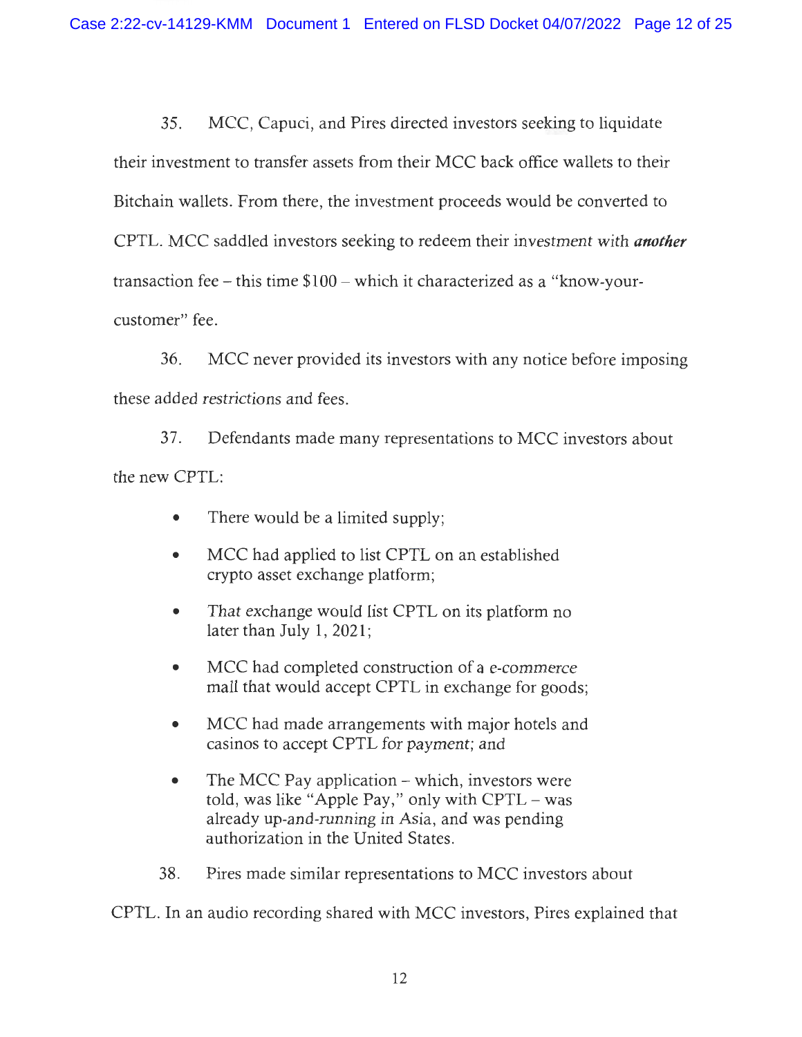35. MCC, Capuci, and Pires directed investors seeking to liquidate their investment to transfer assets from their MCC back office wallets to their Bitchain wallets. From there, the investment proceeds would be converted to CPTL. MCC saddled investors seeking to redeem their investment with ***another*** transaction fee – this time $100 – which it characterized as a "know-your-customer" fee.

36. MCC never provided its investors with any notice before imposing these added restrictions and fees.

37. Defendants made many representations to MCC investors about the new CPTL:

- There would be a limited supply;
- MCC had applied to list CPTL on an established crypto asset exchange platform;
- That exchange would list CPTL on its platform no later than July 1, 2021;
- MCC had completed construction of a e-commerce mall that would accept CPTL in exchange for goods;
- MCC had made arrangements with major hotels and casinos to accept CPTL for payment; and
- The MCC Pay application – which, investors were told, was like "Apple Pay," only with CPTL – was already up-and-running in Asia, and was pending authorization in the United States.

38. Pires made similar representations to MCC investors about CPTL. In an audio recording shared with MCC investors, Pires explained that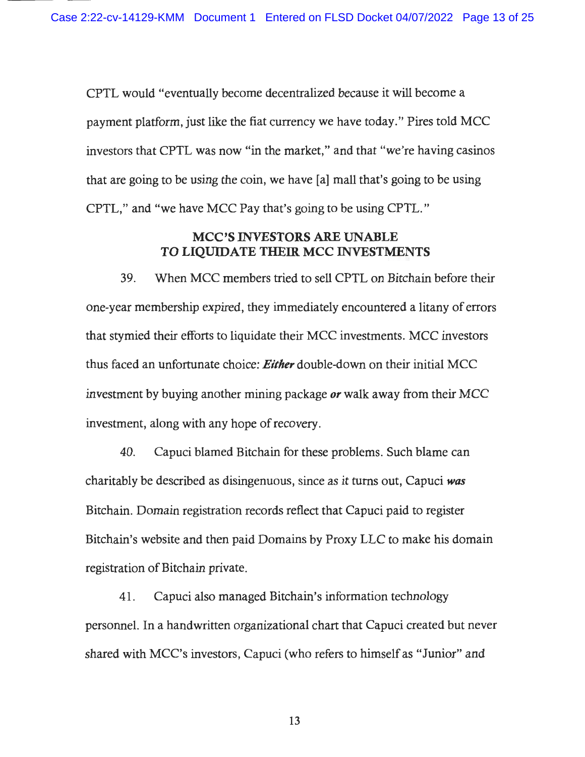CPTL would "eventually become decentralized because it will become a payment platform, just like the fiat currency we have today." Pires told MCC investors that CPTL was now "in the market," and that "we're having casinos that are going to be using the coin, we have [a] mall that's going to be using CPTL," and "we have MCC Pay that's going to be using CPTL."

**MCC'S INVESTORS ARE UNABLE TO LIQUIDATE THEIR MCC INVESTMENTS**

39. When MCC members tried to sell CPTL on Bitchain before their one-year membership expired, they immediately encountered a litany of errors that stymied their efforts to liquidate their MCC investments. MCC investors thus faced an unfortunate choice: ***Either*** double-down on their initial MCC investment by buying another mining package ***or*** walk away from their MCC investment, along with any hope of recovery.

40. Capuci blamed Bitchain for these problems. Such blame can charitably be described as disingenuous, since as it turns out, Capuci ***was*** Bitchain. Domain registration records reflect that Capuci paid to register Bitchain's website and then paid Domains by Proxy LLC to make his domain registration of Bitchain private.

41. Capuci also managed Bitchain's information technology personnel. In a handwritten organizational chart that Capuci created but never shared with MCC's investors, Capuci (who refers to himself as "Junior" and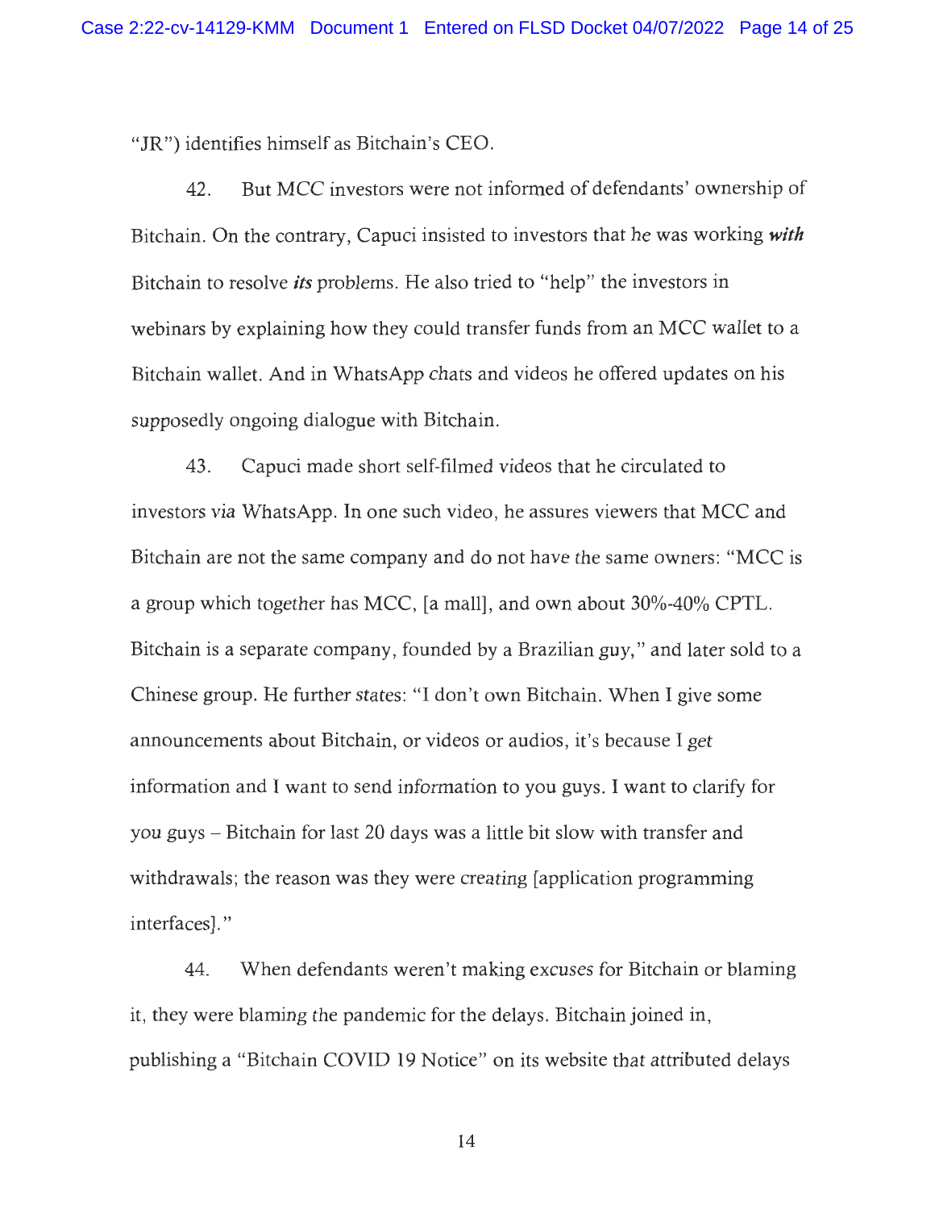"JR") identifies himself as Bitchain's CEO.

42. But MCC investors were not informed of defendants' ownership of Bitchain. On the contrary, Capuci insisted to investors that he was working ***with*** Bitchain to resolve ***its*** problems. He also tried to "help" the investors in webinars by explaining how they could transfer funds from an MCC wallet to a Bitchain wallet. And in WhatsApp chats and videos he offered updates on his supposedly ongoing dialogue with Bitchain.

43. Capuci made short self-filmed videos that he circulated to investors via WhatsApp. In one such video, he assures viewers that MCC and Bitchain are not the same company and do not have the same owners: "MCC is a group which together has MCC, [a mall], and own about 30%-40% CPTL. Bitchain is a separate company, founded by a Brazilian guy," and later sold to a Chinese group. He further states: "I don't own Bitchain. When I give some announcements about Bitchain, or videos or audios, it's because I get information and I want to send information to you guys. I want to clarify for you guys – Bitchain for last 20 days was a little bit slow with transfer and withdrawals; the reason was they were creating [application programming interfaces]."

44. When defendants weren't making excuses for Bitchain or blaming it, they were blaming the pandemic for the delays. Bitchain joined in, publishing a "Bitchain COVID 19 Notice" on its website that attributed delays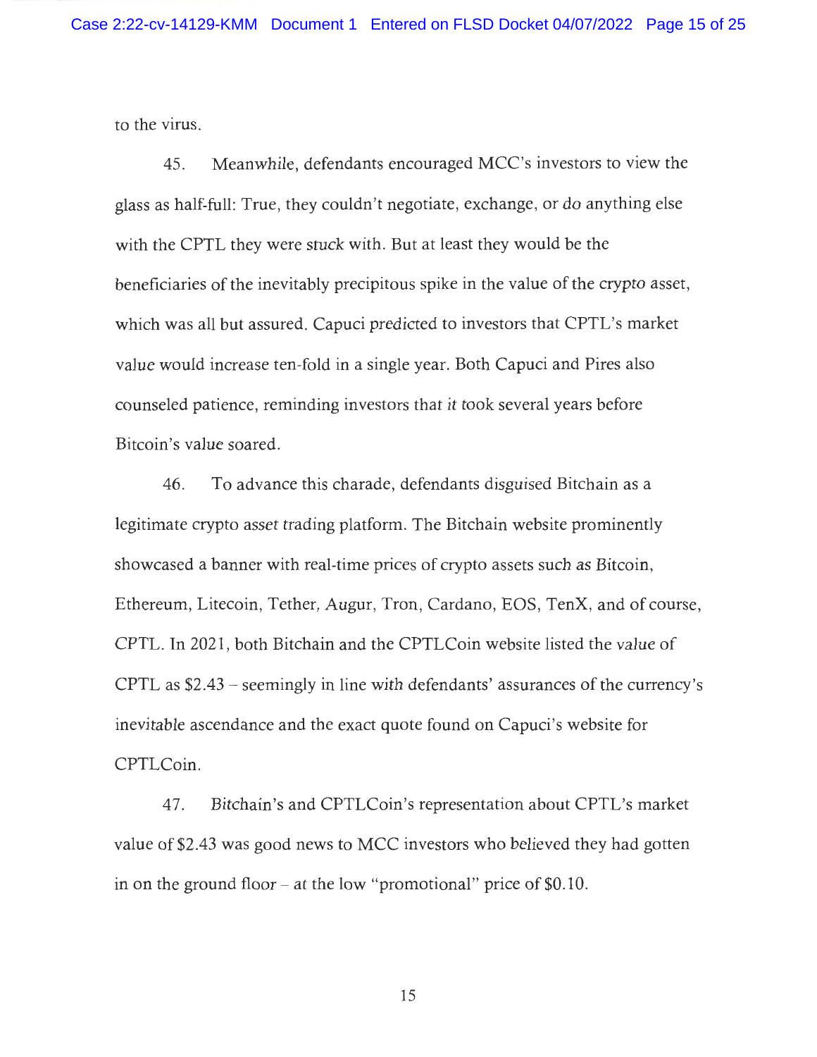to the virus.

45. Meanwhile, defendants encouraged MCC's investors to view the glass as half-full: True, they couldn't negotiate, exchange, or *do* anything else with the CPTL they were *stuck* with. But at least they would be the beneficiaries of the inevitably precipitous spike in the value of the crypto asset, which was all but assured. Capuci predicted to investors that CPTL's market value would increase ten-fold in a single year. Both Capuci and Pires also counseled patience, reminding investors that *it* took several years before Bitcoin's value soared.

46. To advance this charade, defendants disguised Bitchain as a legitimate crypto asset trading platform. The Bitchain website prominently showcased a banner with real-time prices of crypto assets such as Bitcoin, Ethereum, Litecoin, Tether, Augur, Tron, Cardano, EOS, TenX, and of course, CPTL. In 2021, both Bitchain and the CPTLCoin website listed the *value* of CPTL as $2.43 – seemingly in line with defendants' assurances of the currency's inevitable ascendance and the exact quote found on Capuci's website for CPTLCoin.

47. Bitchain's and CPTLCoin's representation about CPTL's market value of $2.43 was good news to MCC investors who believed they had gotten in on the ground floor – at the low "promotional" price of $0.10.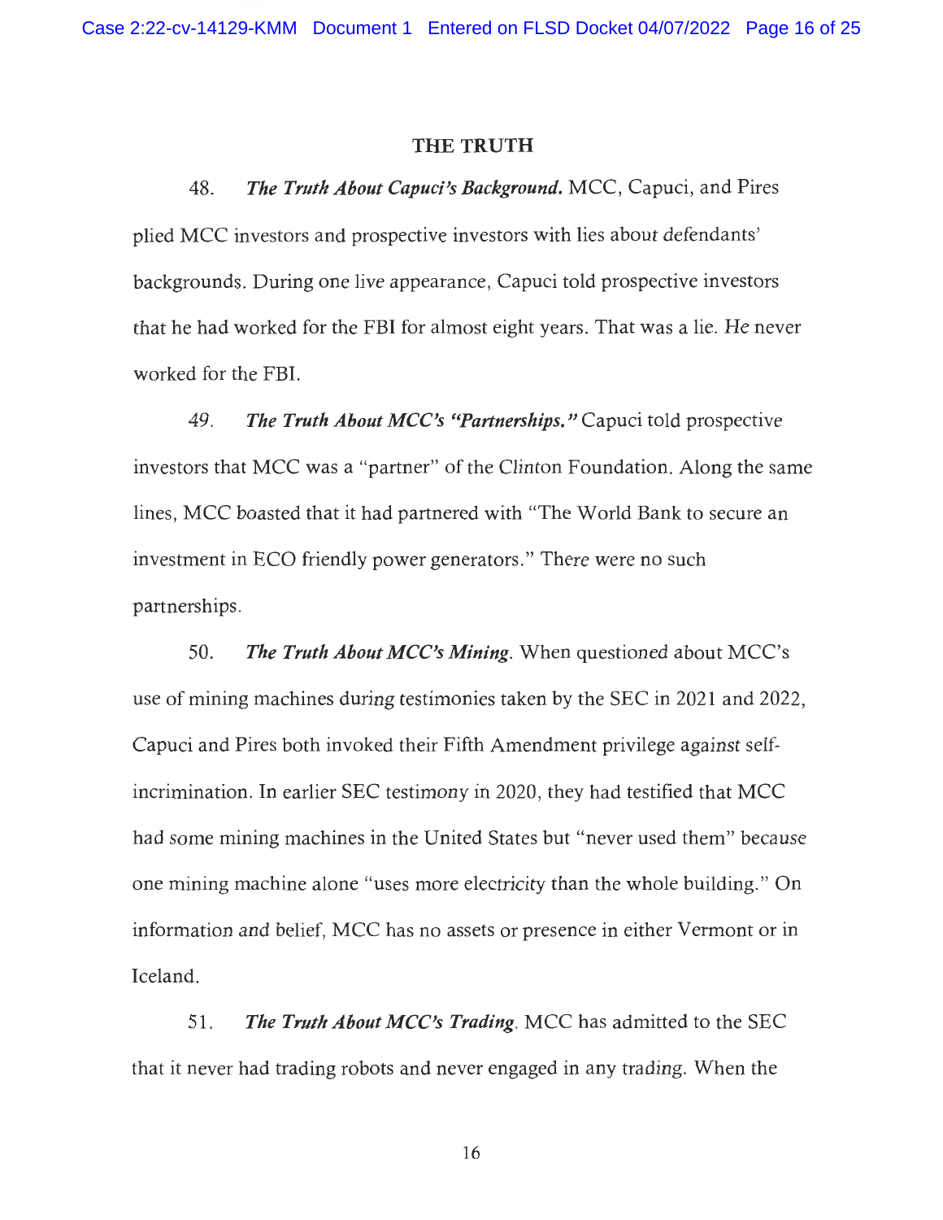## THE TRUTH

48. ***The Truth About Capuci's Background.*** MCC, Capuci, and Pires plied MCC investors and prospective investors with lies about defendants' backgrounds. During one live appearance, Capuci told prospective investors that he had worked for the FBI for almost eight years. That was a lie. He never worked for the FBI.

49. ***The Truth About MCC's "Partnerships."*** Capuci told prospective investors that MCC was a "partner" of the Clinton Foundation. Along the same lines, MCC boasted that it had partnered with "The World Bank to secure an investment in ECO friendly power generators." There were no such partnerships.

50. ***The Truth About MCC's Mining.*** When questioned about MCC's use of mining machines during testimonies taken by the SEC in 2021 and 2022, Capuci and Pires both invoked their Fifth Amendment privilege against self-incrimination. In earlier SEC testimony in 2020, they had testified that MCC had some mining machines in the United States but "never used them" because one mining machine alone "uses more electricity than the whole building." On information and belief, MCC has no assets or presence in either Vermont or in Iceland.

51. ***The Truth About MCC's Trading.*** MCC has admitted to the SEC that it never had trading robots and never engaged in any trading. When the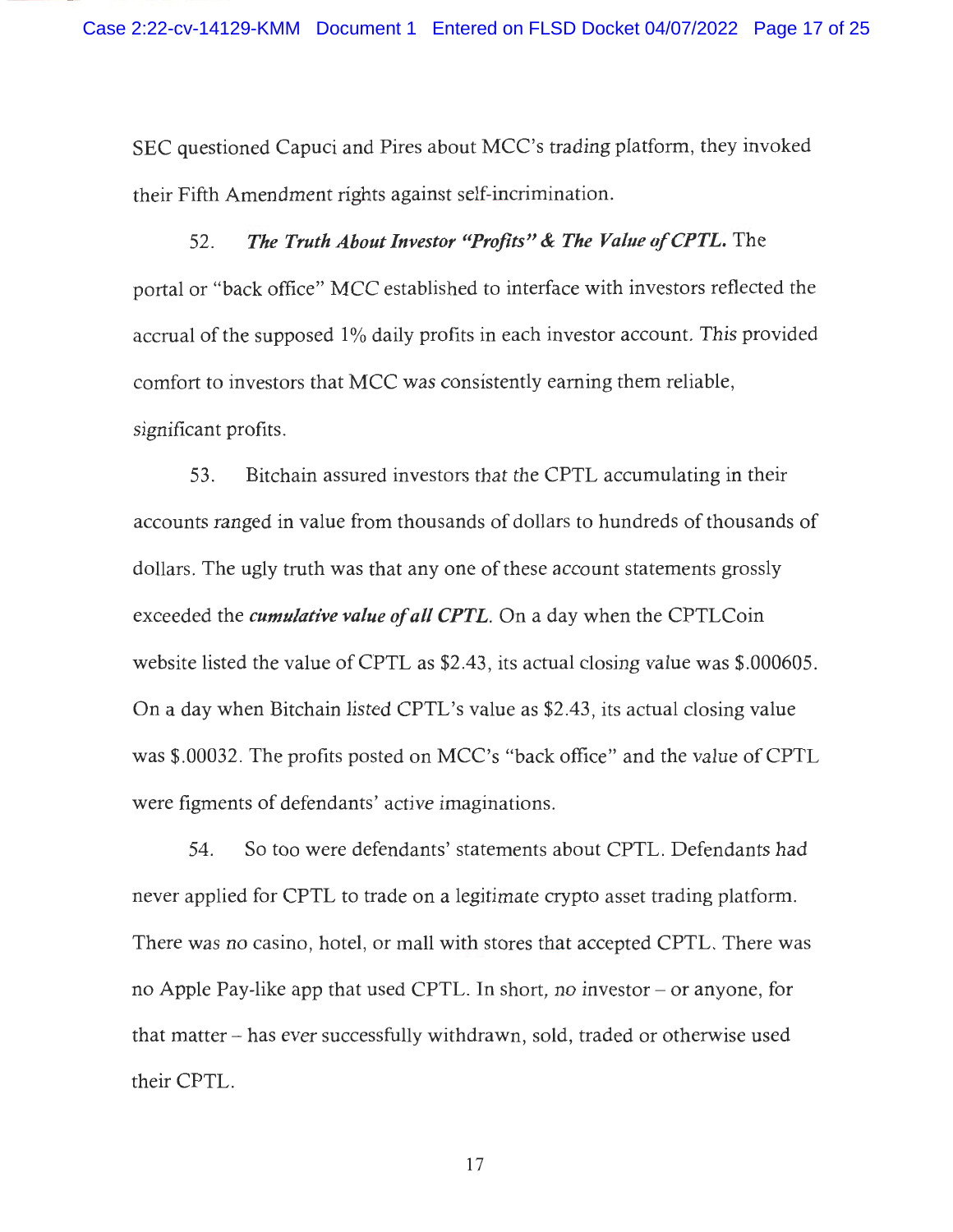SEC questioned Capuci and Pires about MCC's trading platform, they invoked their Fifth Amendment rights against self-incrimination.

52. ***The Truth About Investor "Profits" & The Value of CPTL.*** The portal or "back office" MCC established to interface with investors reflected the accrual of the supposed 1% daily profits in each investor account. This provided comfort to investors that MCC was consistently earning them reliable, significant profits.

53. Bitchain assured investors that the CPTL accumulating in their accounts ranged in value from thousands of dollars to hundreds of thousands of dollars. The ugly truth was that any one of these account statements grossly exceeded the ***cumulative value of all CPTL***. On a day when the CPTLCoin website listed the value of CPTL as $2.43, its actual closing value was $.000605. On a day when Bitchain listed CPTL's value as $2.43, its actual closing value was $.00032. The profits posted on MCC's "back office" and the value of CPTL were figments of defendants' active imaginations.

54. So too were defendants' statements about CPTL. Defendants had never applied for CPTL to trade on a legitimate crypto asset trading platform. There was no casino, hotel, or mall with stores that accepted CPTL. There was no Apple Pay-like app that used CPTL. In short, no investor – or anyone, for that matter – has ever successfully withdrawn, sold, traded or otherwise used their CPTL.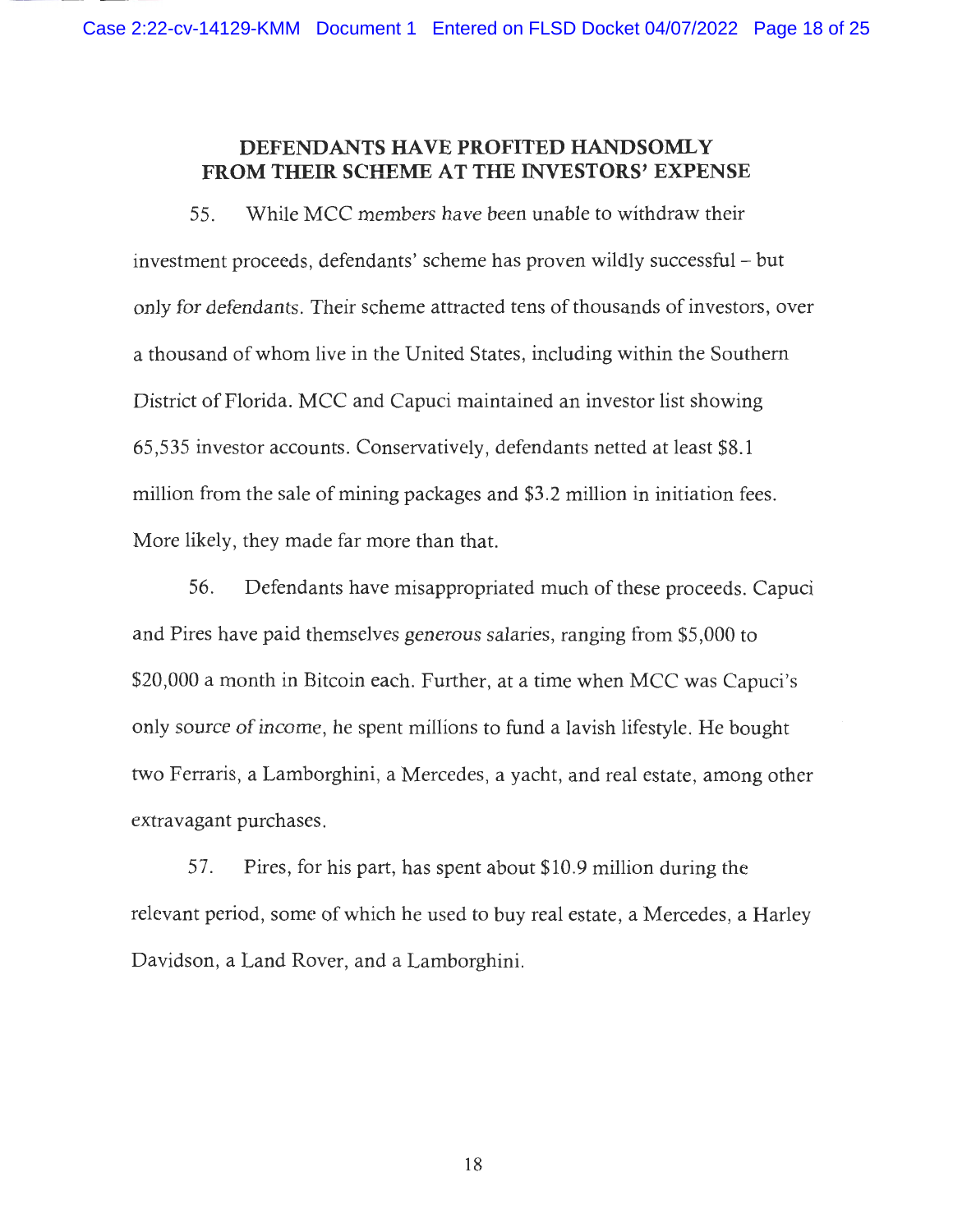## DEFENDANTS HAVE PROFITED HANDSOMLY FROM THEIR SCHEME AT THE INVESTORS' EXPENSE

55. While MCC members have been unable to withdraw their investment proceeds, defendants' scheme has proven wildly successful – but only for defendants. Their scheme attracted tens of thousands of investors, over a thousand of whom live in the United States, including within the Southern District of Florida. MCC and Capuci maintained an investor list showing 65,535 investor accounts. Conservatively, defendants netted at least $8.1 million from the sale of mining packages and $3.2 million in initiation fees. More likely, they made far more than that.

56. Defendants have misappropriated much of these proceeds. Capuci and Pires have paid themselves generous salaries, ranging from $5,000 to $20,000 a month in Bitcoin each. Further, at a time when MCC was Capuci's only source of income, he spent millions to fund a lavish lifestyle. He bought two Ferraris, a Lamborghini, a Mercedes, a yacht, and real estate, among other extravagant purchases.

57. Pires, for his part, has spent about $10.9 million during the relevant period, some of which he used to buy real estate, a Mercedes, a Harley Davidson, a Land Rover, and a Lamborghini.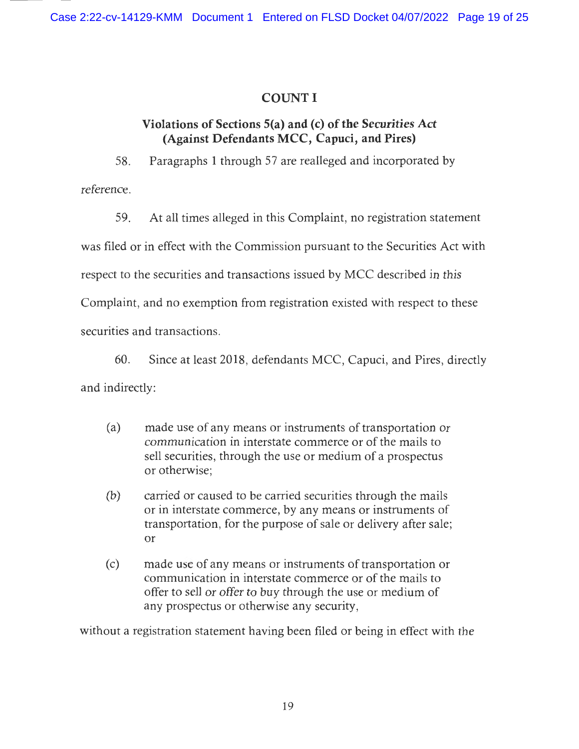## COUNT I

### Violations of Sections 5(a) and (c) of the *Securities Act* (Against Defendants MCC, Capuci, and Pires)

58. Paragraphs 1 through 57 are realleged and incorporated by reference.

59. At all times alleged in this Complaint, no registration statement was filed or in effect with the Commission pursuant to the Securities Act with respect to the securities and transactions issued by MCC described in this Complaint, and no exemption from registration existed with respect to these securities and transactions.

60. Since at least 2018, defendants MCC, Capuci, and Pires, directly and indirectly:

(a) made use of any means or instruments of transportation or communication in interstate commerce or of the mails to sell securities, through the use or medium of a prospectus or otherwise;

(b) carried or caused to be carried securities through the mails or in interstate commerce, by any means or instruments of transportation, for the purpose of sale or delivery after sale; or

(c) made use of any means or instruments of transportation or communication in interstate commerce or of the mails to offer to sell or offer to buy through the use or medium of any prospectus or otherwise any security,

without a registration statement having been filed or being in effect with the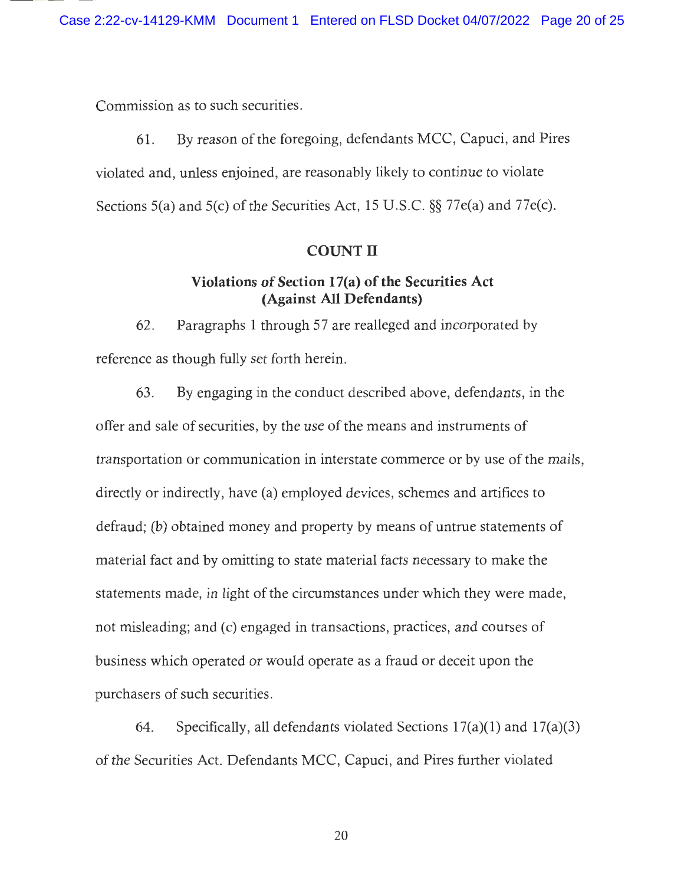Commission as to such securities.

61. By reason of the foregoing, defendants MCC, Capuci, and Pires violated and, unless enjoined, are reasonably likely to continue to violate Sections 5(a) and 5(c) of the Securities Act, 15 U.S.C. §§ 77e(a) and 77e(c).

## COUNT II

### Violations of Section 17(a) of the Securities Act (Against All Defendants)

62. Paragraphs 1 through 57 are realleged and incorporated by reference as though fully set forth herein.

63. By engaging in the conduct described above, defendants, in the offer and sale of securities, by the use of the means and instruments of transportation or communication in interstate commerce or by use of the mails, directly or indirectly, have (a) employed devices, schemes and artifices to defraud; (b) obtained money and property by means of untrue statements of material fact and by omitting to state material facts necessary to make the statements made, in light of the circumstances under which they were made, not misleading; and (c) engaged in transactions, practices, and courses of business which operated or would operate as a fraud or deceit upon the purchasers of such securities.

64. Specifically, all defendants violated Sections 17(a)(1) and 17(a)(3) of the Securities Act. Defendants MCC, Capuci, and Pires further violated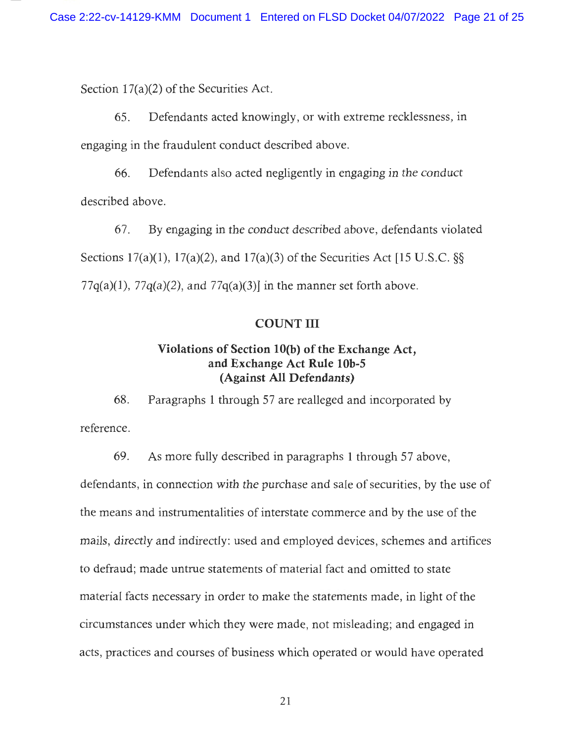Section 17(a)(2) of the Securities Act.

65. Defendants acted knowingly, or with extreme recklessness, in engaging in the fraudulent conduct described above.

66. Defendants also acted negligently in engaging in the conduct described above.

67. By engaging in the conduct described above, defendants violated Sections 17(a)(1), 17(a)(2), and 17(a)(3) of the Securities Act [15 U.S.C. §§ 77q(a)(1), 77q(a)(2), and 77q(a)(3)] in the manner set forth above.

## COUNT III

### Violations of Section 10(b) of the Exchange Act, and Exchange Act Rule 10b-5 (Against All Defendants)

68. Paragraphs 1 through 57 are realleged and incorporated by reference.

69. As more fully described in paragraphs 1 through 57 above, defendants, in connection with the purchase and sale of securities, by the use of the means and instrumentalities of interstate commerce and by the use of the mails, directly and indirectly: used and employed devices, schemes and artifices to defraud; made untrue statements of material fact and omitted to state material facts necessary in order to make the statements made, in light of the circumstances under which they were made, not misleading; and engaged in acts, practices and courses of business which operated or would have operated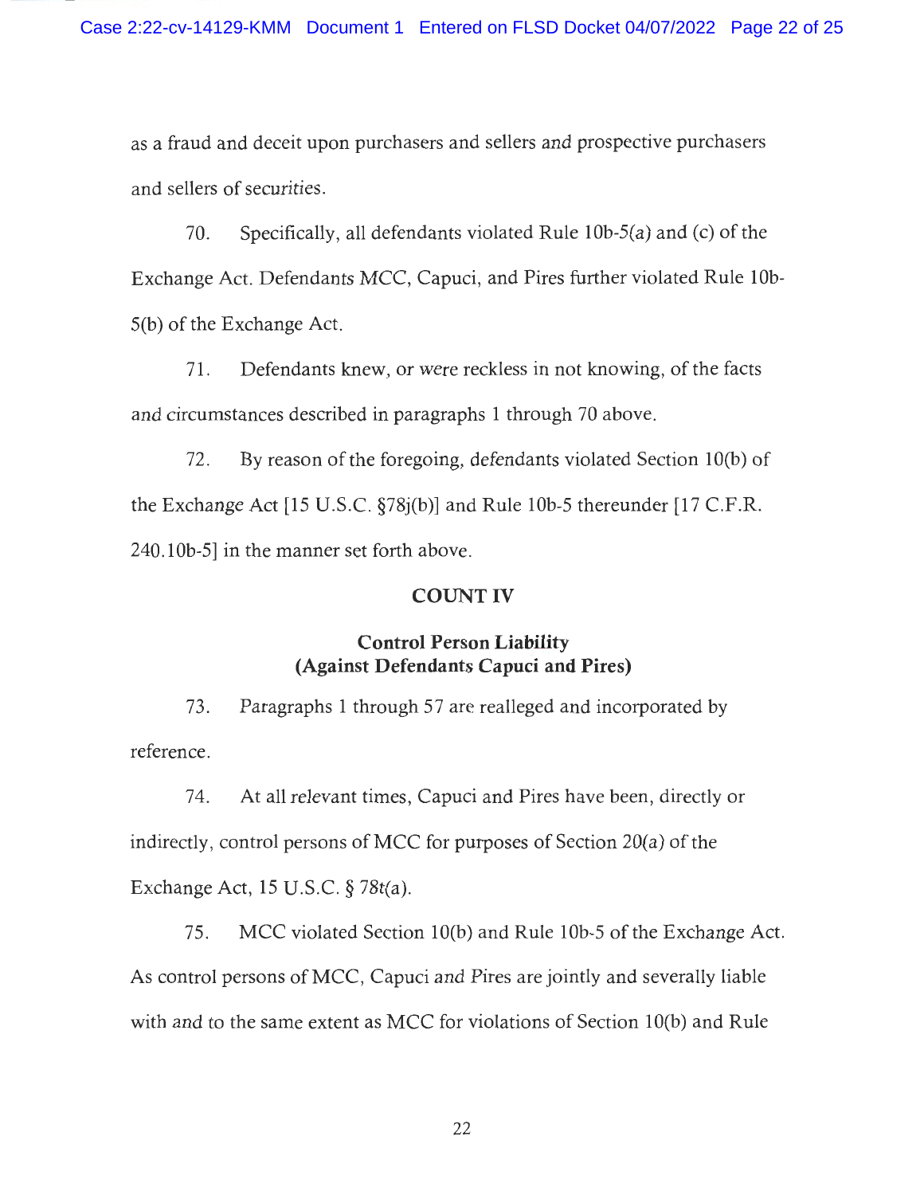as a fraud and deceit upon purchasers and sellers and prospective purchasers and sellers of securities.

70. Specifically, all defendants violated Rule 10b-5(a) and (c) of the Exchange Act. Defendants MCC, Capuci, and Pires further violated Rule 10b-5(b) of the Exchange Act.

71. Defendants knew, or were reckless in not knowing, of the facts and circumstances described in paragraphs 1 through 70 above.

72. By reason of the foregoing, defendants violated Section 10(b) of the Exchange Act [15 U.S.C. §78j(b)] and Rule 10b-5 thereunder [17 C.F.R. 240.10b-5] in the manner set forth above.

## COUNT IV

### Control Person Liability (Against Defendants Capuci and Pires)

73. Paragraphs 1 through 57 are realleged and incorporated by reference.

74. At all relevant times, Capuci and Pires have been, directly or indirectly, control persons of MCC for purposes of Section 20(a) of the Exchange Act, 15 U.S.C. § 78t(a).

75. MCC violated Section 10(b) and Rule 10b-5 of the Exchange Act. As control persons of MCC, Capuci and Pires are jointly and severally liable with and to the same extent as MCC for violations of Section 10(b) and Rule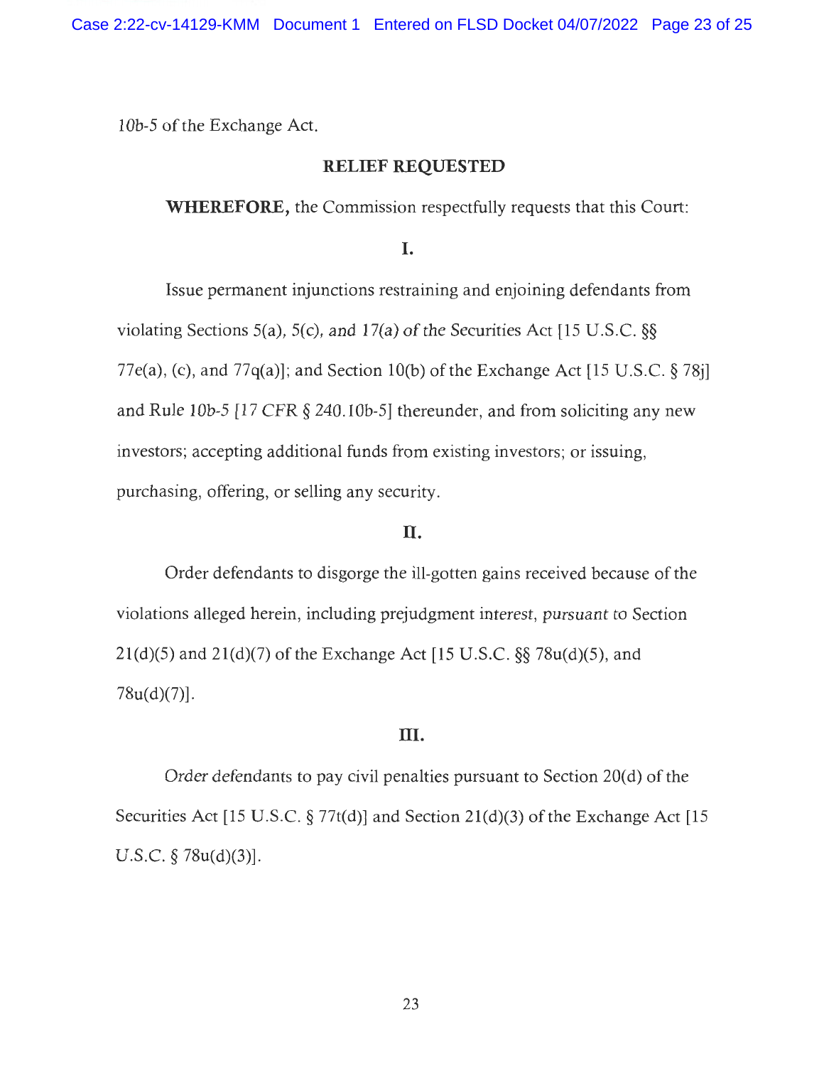10b-5 of the Exchange Act.

## RELIEF REQUESTED

**WHEREFORE,** the Commission respectfully requests that this Court:

### I.

Issue permanent injunctions restraining and enjoining defendants from violating Sections 5(a), 5(c), and 17(a) of the Securities Act [15 U.S.C. §§ 77e(a), (c), and 77q(a)]; and Section 10(b) of the Exchange Act [15 U.S.C. § 78j] and Rule 10b-5 [17 CFR § 240.10b-5] thereunder, and from soliciting any new investors; accepting additional funds from existing investors; or issuing, purchasing, offering, or selling any security.

### II.

Order defendants to disgorge the ill-gotten gains received because of the violations alleged herein, including prejudgment interest, pursuant to Section 21(d)(5) and 21(d)(7) of the Exchange Act [15 U.S.C. §§ 78u(d)(5), and 78u(d)(7)].

### III.

Order defendants to pay civil penalties pursuant to Section 20(d) of the Securities Act [15 U.S.C. § 77t(d)] and Section 21(d)(3) of the Exchange Act [15 U.S.C. § 78u(d)(3)].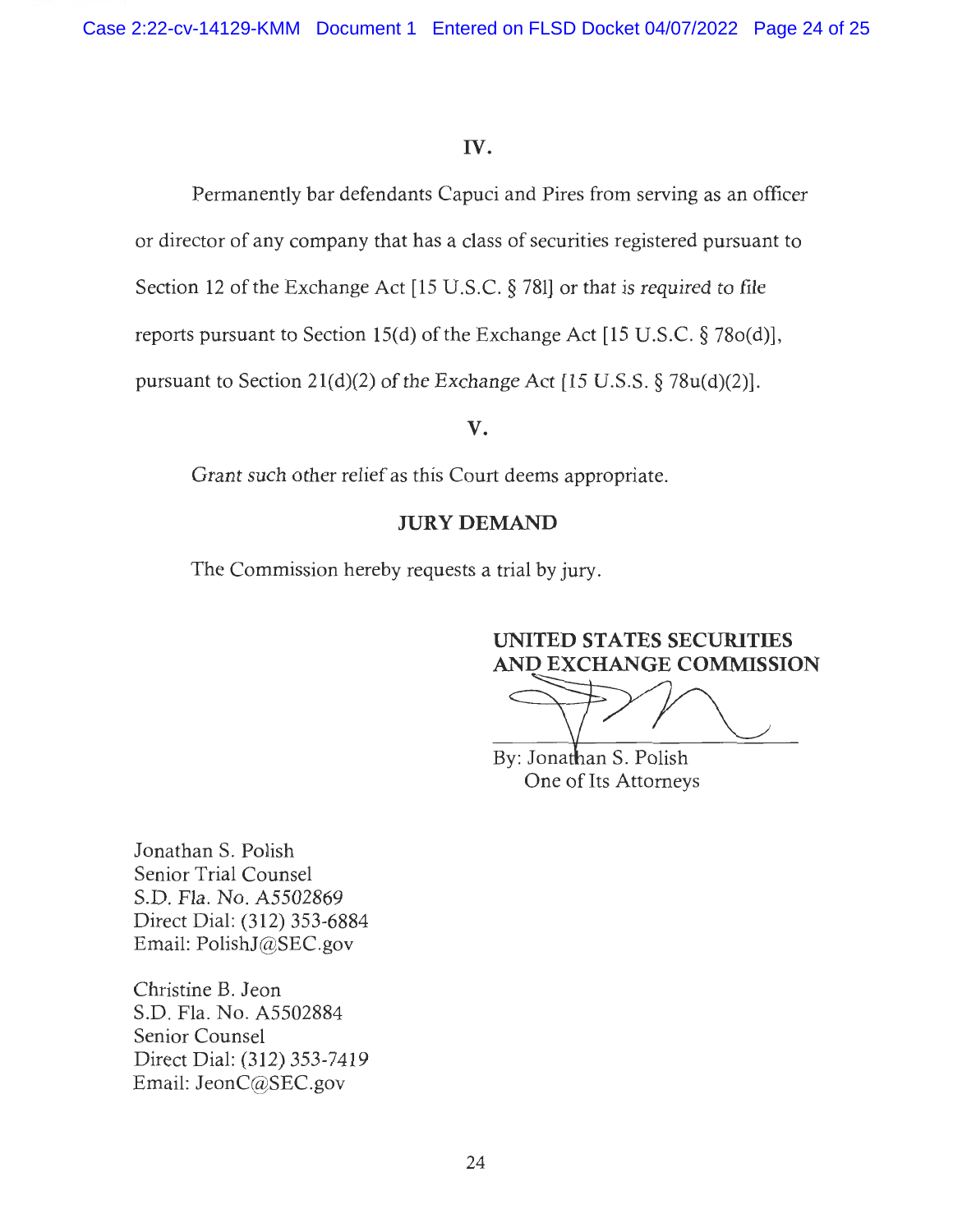## IV.

Permanently bar defendants Capuci and Pires from serving as an officer or director of any company that has a class of securities registered pursuant to Section 12 of the Exchange Act [15 U.S.C. § 78l] or that is required to file reports pursuant to Section 15(d) of the Exchange Act [15 U.S.C. § 78o(d)], pursuant to Section 21(d)(2) of the Exchange Act [15 U.S.S. § 78u(d)(2)].

## V.

Grant such other relief as this Court deems appropriate.

## JURY DEMAND

The Commission hereby requests a trial by jury.

**UNITED STATES SECURITIES AND EXCHANGE COMMISSION**

By: Jonathan S. Polish
One of Its Attorneys

Jonathan S. Polish
Senior Trial Counsel
S.D. Fla. No. A5502869
Direct Dial: (312) 353-6884
Email: PolishJ@SEC.gov

Christine B. Jeon
S.D. Fla. No. A5502884
Senior Counsel
Direct Dial: (312) 353-7419
Email: JeonC@SEC.gov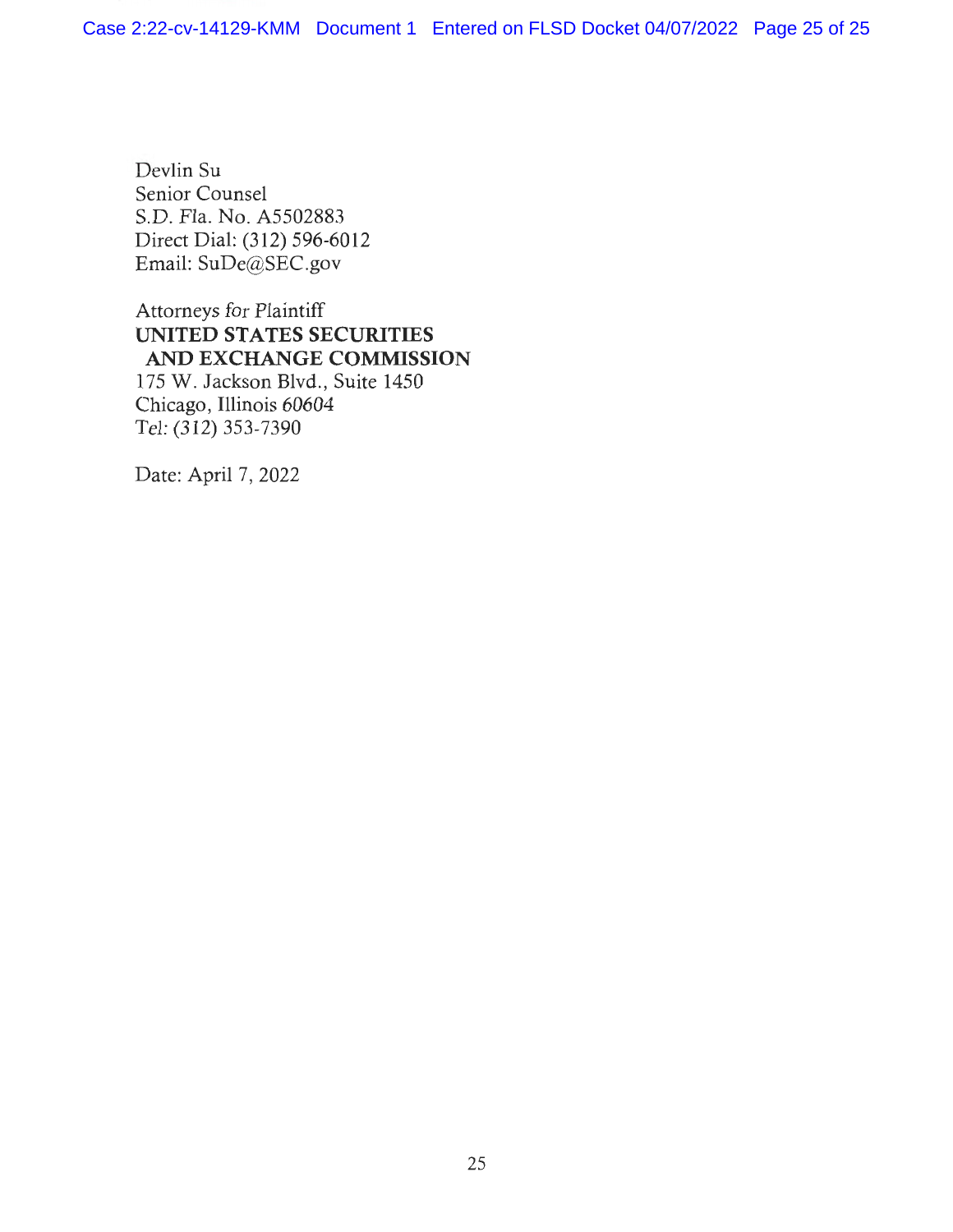Devlin Su
Senior Counsel
S.D. Fla. No. A5502883
Direct Dial: (312) 596-6012
Email: SuDe@SEC.gov

Attorneys for Plaintiff
**UNITED STATES SECURITIES AND EXCHANGE COMMISSION**
175 W. Jackson Blvd., Suite 1450
Chicago, Illinois 60604
Tel: (312) 353-7390

Date: April 7, 2022